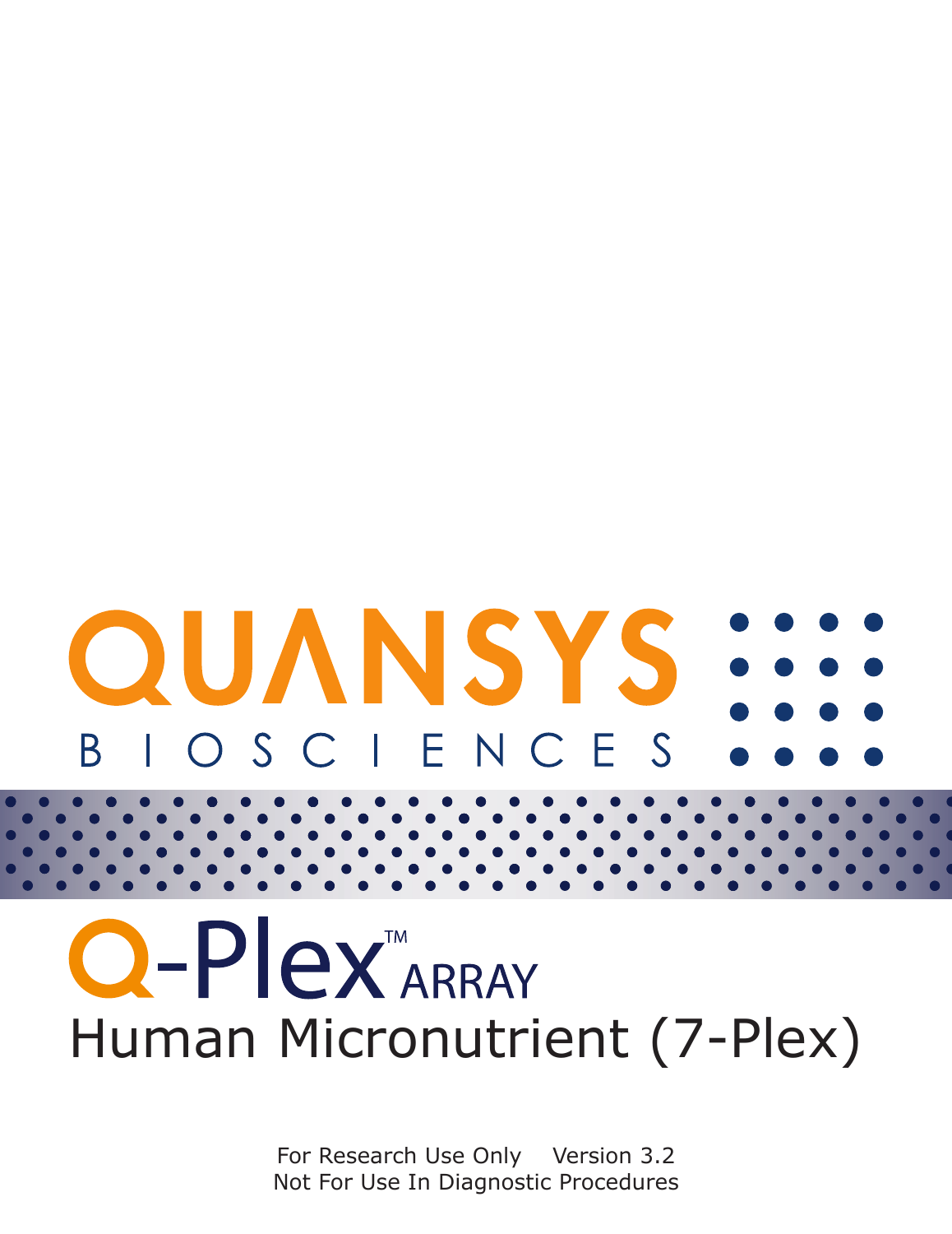QUANSYS

BIOSCIENCES

# Q-Plex™ ARRAY

# Human Micronutrient (7-Plex)

For Research Use Only Version 3.2

Not For Use In Diagnostic Procedures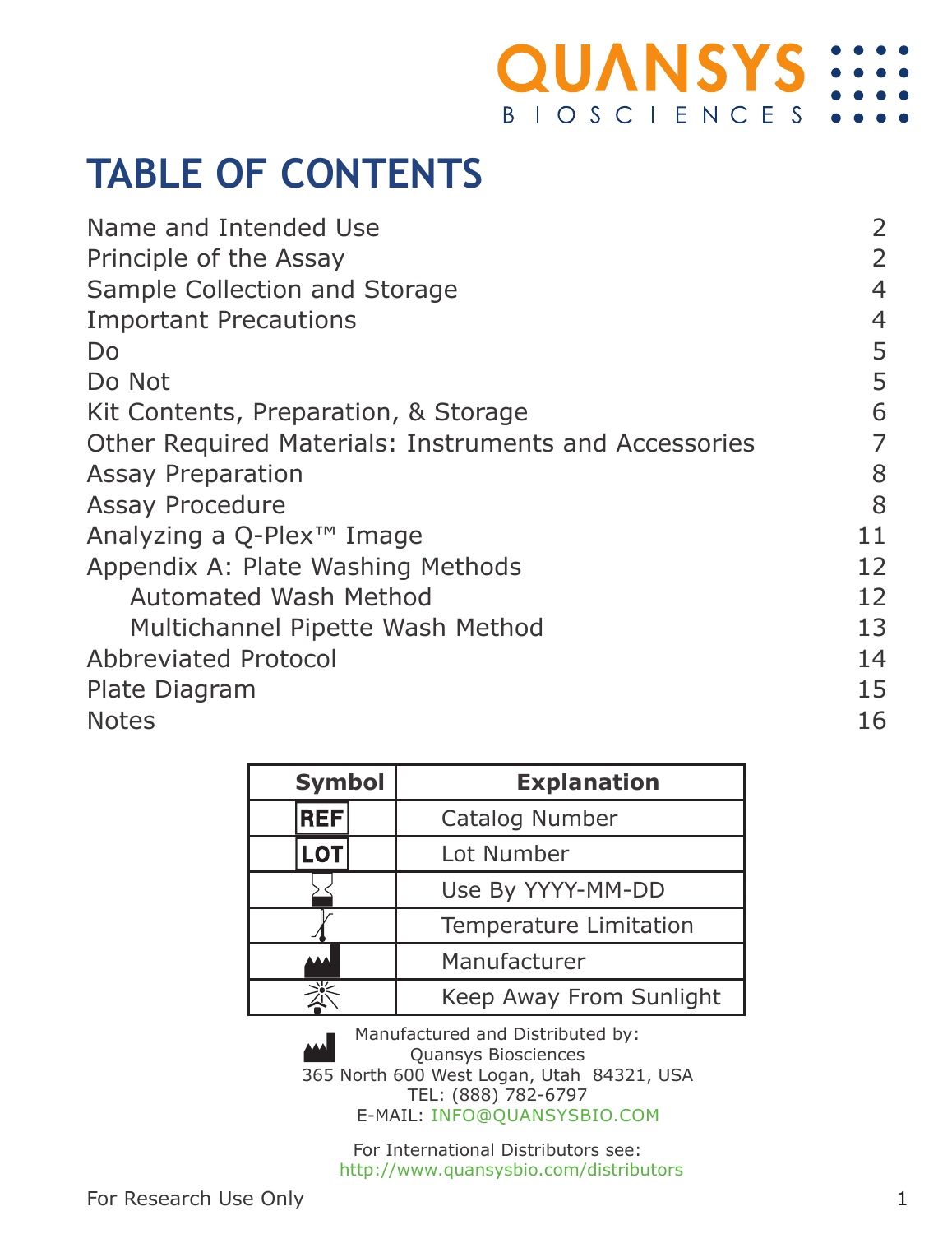QUANSYS BIOSCIENCES

# TABLE OF CONTENTS

| | |
|---|---|
| Name and Intended Use | 2 |
| Principle of the Assay | 2 |
| Sample Collection and Storage | 4 |
| Important Precautions | 4 |
| Do | 5 |
| Do Not | 5 |
| Kit Contents, Preparation, & Storage | 6 |
| Other Required Materials: Instruments and Accessories | 7 |
| Assay Preparation | 8 |
| Assay Procedure | 8 |
| Analyzing a Q-Plex™ Image | 11 |
| Appendix A: Plate Washing Methods | 12 |
| Automated Wash Method | 12 |
| Multichannel Pipette Wash Method | 13 |
| Abbreviated Protocol | 14 |
| Plate Diagram | 15 |
| Notes | 16 |

| Symbol | Explanation |
|---|---|
| REF | Catalog Number |
| LOT | Lot Number |
| (hourglass) | Use By YYYY-MM-DD |
| (thermometer) | Temperature Limitation |
| (factory) | Manufacturer |
| (sun) | Keep Away From Sunlight |

Manufactured and Distributed by:
Quansys Biosciences
365 North 600 West Logan, Utah 84321, USA
TEL: (888) 782-6797
E-MAIL: INFO@QUANSYSBIO.COM

For International Distributors see:
http://www.quansysbio.com/distributors

For Research Use Only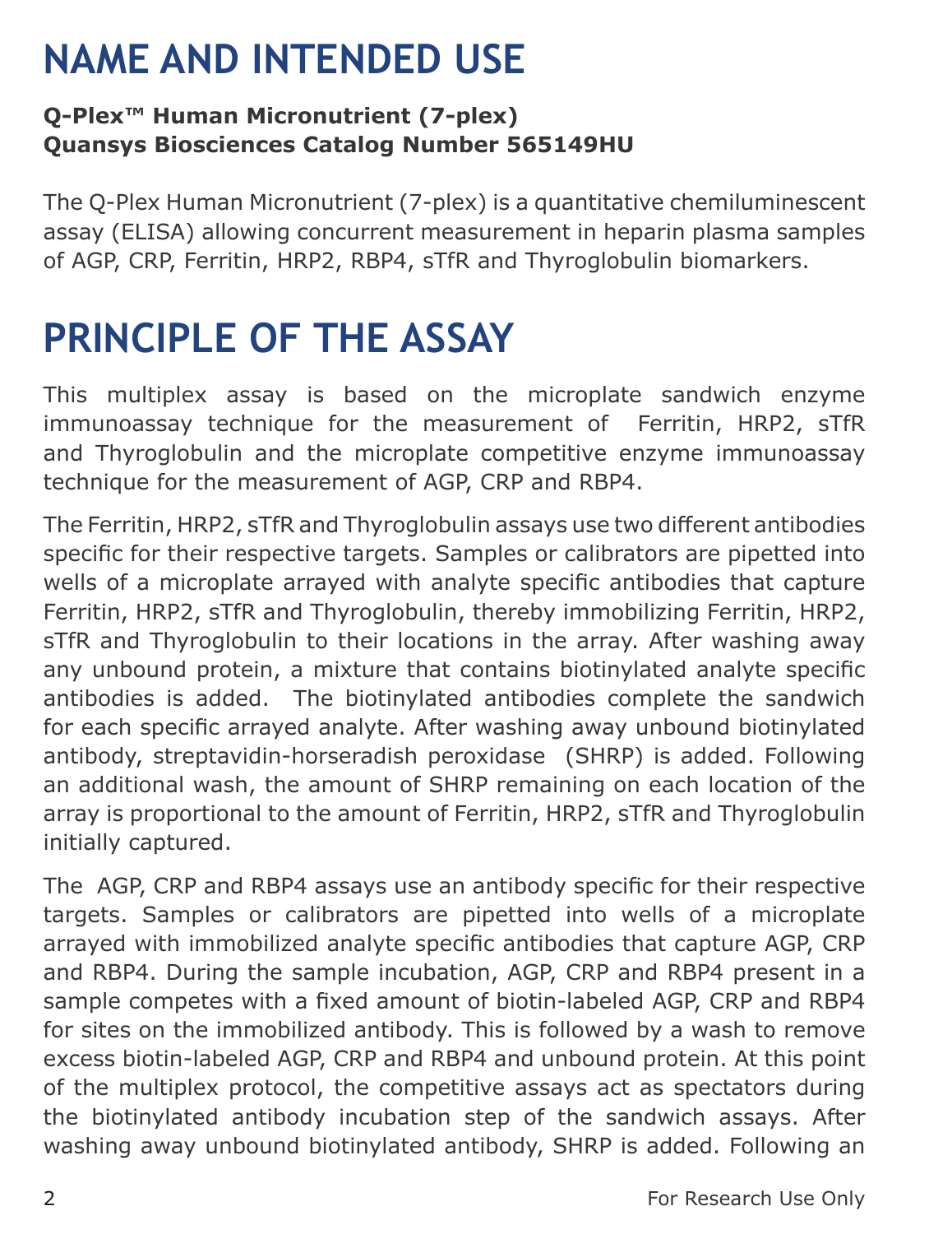# NAME AND INTENDED USE

**Q-Plex™ Human Micronutrient (7-plex)**
**Quansys Biosciences Catalog Number 565149HU**

The Q-Plex Human Micronutrient (7-plex) is a quantitative chemiluminescent assay (ELISA) allowing concurrent measurement in heparin plasma samples of AGP, CRP, Ferritin, HRP2, RBP4, sTfR and Thyroglobulin biomarkers.

# PRINCIPLE OF THE ASSAY

This multiplex assay is based on the microplate sandwich enzyme immunoassay technique for the measurement of Ferritin, HRP2, sTfR and Thyroglobulin and the microplate competitive enzyme immunoassay technique for the measurement of AGP, CRP and RBP4.

The Ferritin, HRP2, sTfR and Thyroglobulin assays use two different antibodies specific for their respective targets. Samples or calibrators are pipetted into wells of a microplate arrayed with analyte specific antibodies that capture Ferritin, HRP2, sTfR and Thyroglobulin, thereby immobilizing Ferritin, HRP2, sTfR and Thyroglobulin to their locations in the array. After washing away any unbound protein, a mixture that contains biotinylated analyte specific antibodies is added. The biotinylated antibodies complete the sandwich for each specific arrayed analyte. After washing away unbound biotinylated antibody, streptavidin-horseradish peroxidase (SHRP) is added. Following an additional wash, the amount of SHRP remaining on each location of the array is proportional to the amount of Ferritin, HRP2, sTfR and Thyroglobulin initially captured.

The AGP, CRP and RBP4 assays use an antibody specific for their respective targets. Samples or calibrators are pipetted into wells of a microplate arrayed with immobilized analyte specific antibodies that capture AGP, CRP and RBP4. During the sample incubation, AGP, CRP and RBP4 present in a sample competes with a fixed amount of biotin-labeled AGP, CRP and RBP4 for sites on the immobilized antibody. This is followed by a wash to remove excess biotin-labeled AGP, CRP and RBP4 and unbound protein. At this point of the multiplex protocol, the competitive assays act as spectators during the biotinylated antibody incubation step of the sandwich assays. After washing away unbound biotinylated antibody, SHRP is added. Following an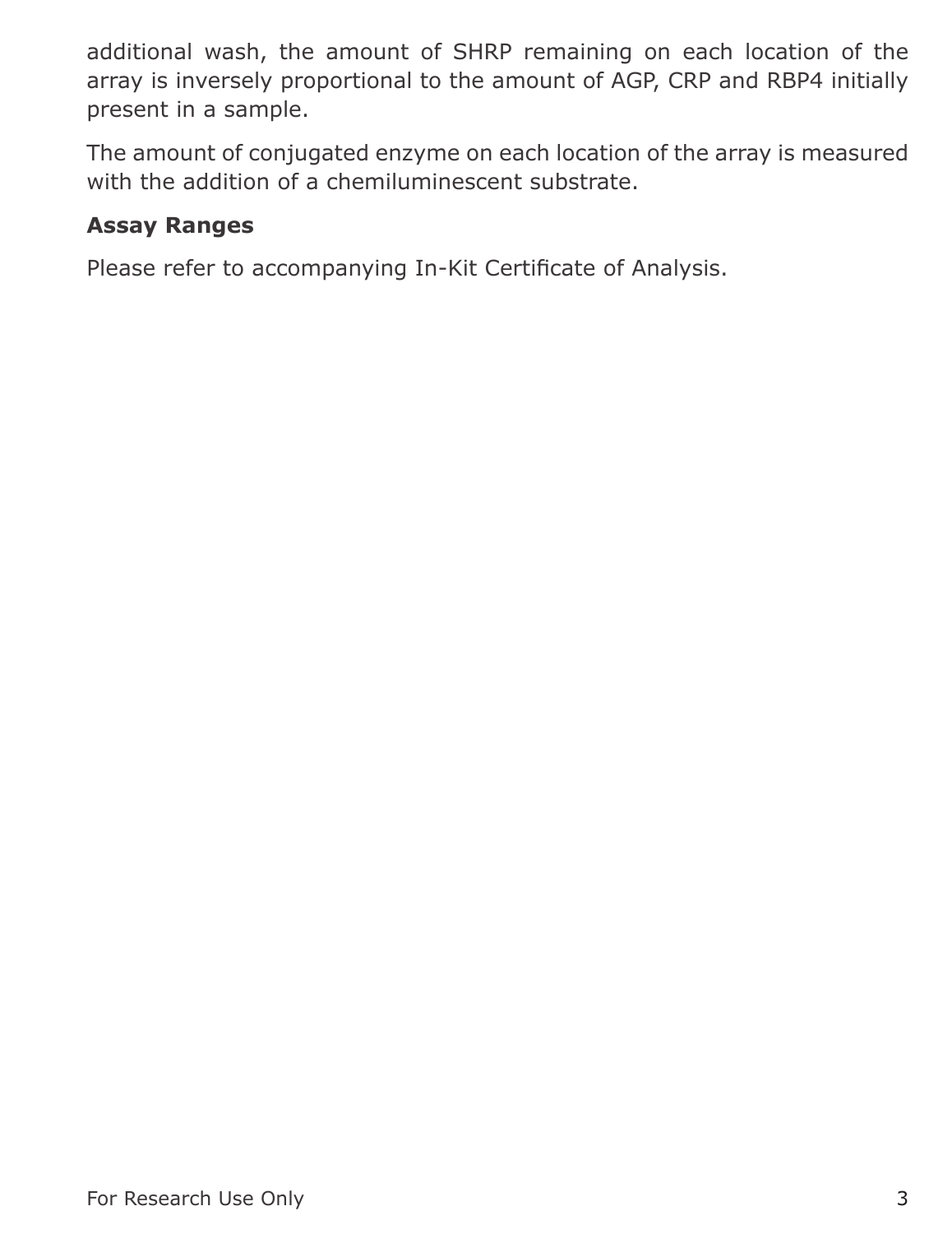additional wash, the amount of SHRP remaining on each location of the array is inversely proportional to the amount of AGP, CRP and RBP4 initially present in a sample.

The amount of conjugated enzyme on each location of the array is measured with the addition of a chemiluminescent substrate.

### Assay Ranges

Please refer to accompanying In-Kit Certificate of Analysis.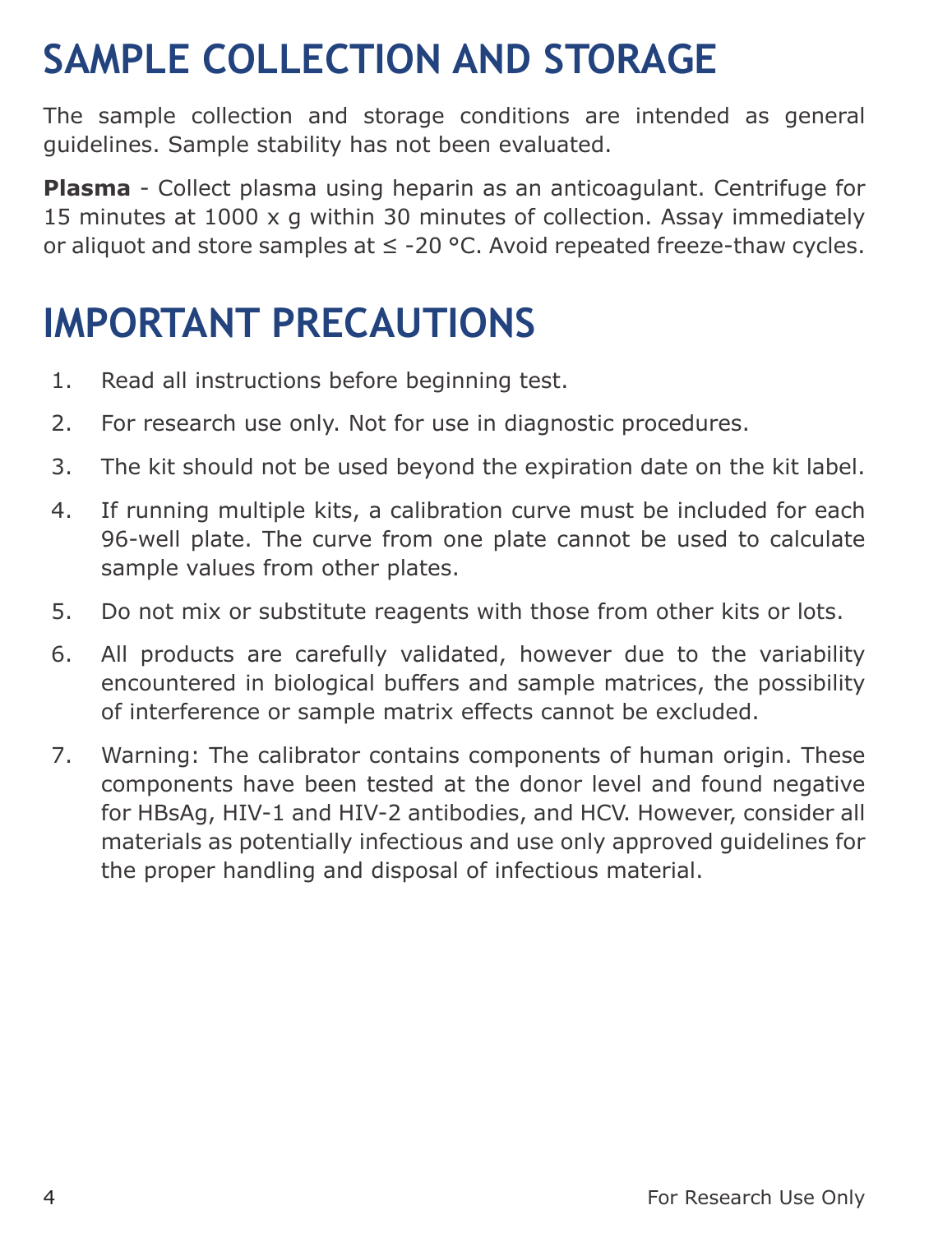# SAMPLE COLLECTION AND STORAGE

The sample collection and storage conditions are intended as general guidelines. Sample stability has not been evaluated.

**Plasma** - Collect plasma using heparin as an anticoagulant. Centrifuge for 15 minutes at 1000 x g within 30 minutes of collection. Assay immediately or aliquot and store samples at ≤ -20 °C. Avoid repeated freeze-thaw cycles.

# IMPORTANT PRECAUTIONS

1. Read all instructions before beginning test.
2. For research use only. Not for use in diagnostic procedures.
3. The kit should not be used beyond the expiration date on the kit label.
4. If running multiple kits, a calibration curve must be included for each 96-well plate. The curve from one plate cannot be used to calculate sample values from other plates.
5. Do not mix or substitute reagents with those from other kits or lots.
6. All products are carefully validated, however due to the variability encountered in biological buffers and sample matrices, the possibility of interference or sample matrix effects cannot be excluded.
7. Warning: The calibrator contains components of human origin. These components have been tested at the donor level and found negative for HBsAg, HIV-1 and HIV-2 antibodies, and HCV. However, consider all materials as potentially infectious and use only approved guidelines for the proper handling and disposal of infectious material.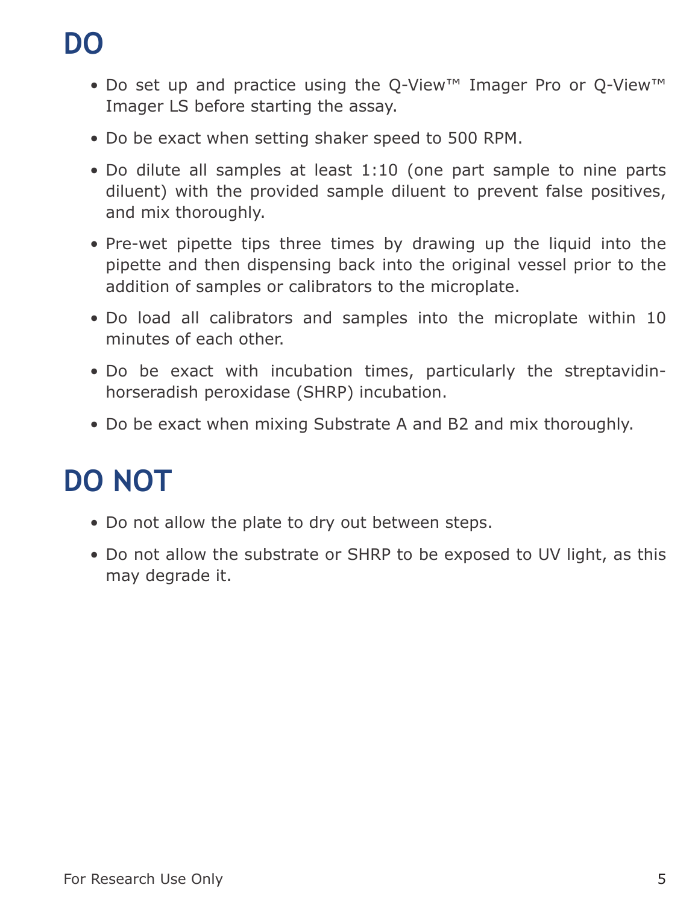# DO

- Do set up and practice using the Q-View™ Imager Pro or Q-View™ Imager LS before starting the assay.
- Do be exact when setting shaker speed to 500 RPM.
- Do dilute all samples at least 1:10 (one part sample to nine parts diluent) with the provided sample diluent to prevent false positives, and mix thoroughly.
- Pre-wet pipette tips three times by drawing up the liquid into the pipette and then dispensing back into the original vessel prior to the addition of samples or calibrators to the microplate.
- Do load all calibrators and samples into the microplate within 10 minutes of each other.
- Do be exact with incubation times, particularly the streptavidin-horseradish peroxidase (SHRP) incubation.
- Do be exact when mixing Substrate A and B2 and mix thoroughly.

# DO NOT

- Do not allow the plate to dry out between steps.
- Do not allow the substrate or SHRP to be exposed to UV light, as this may degrade it.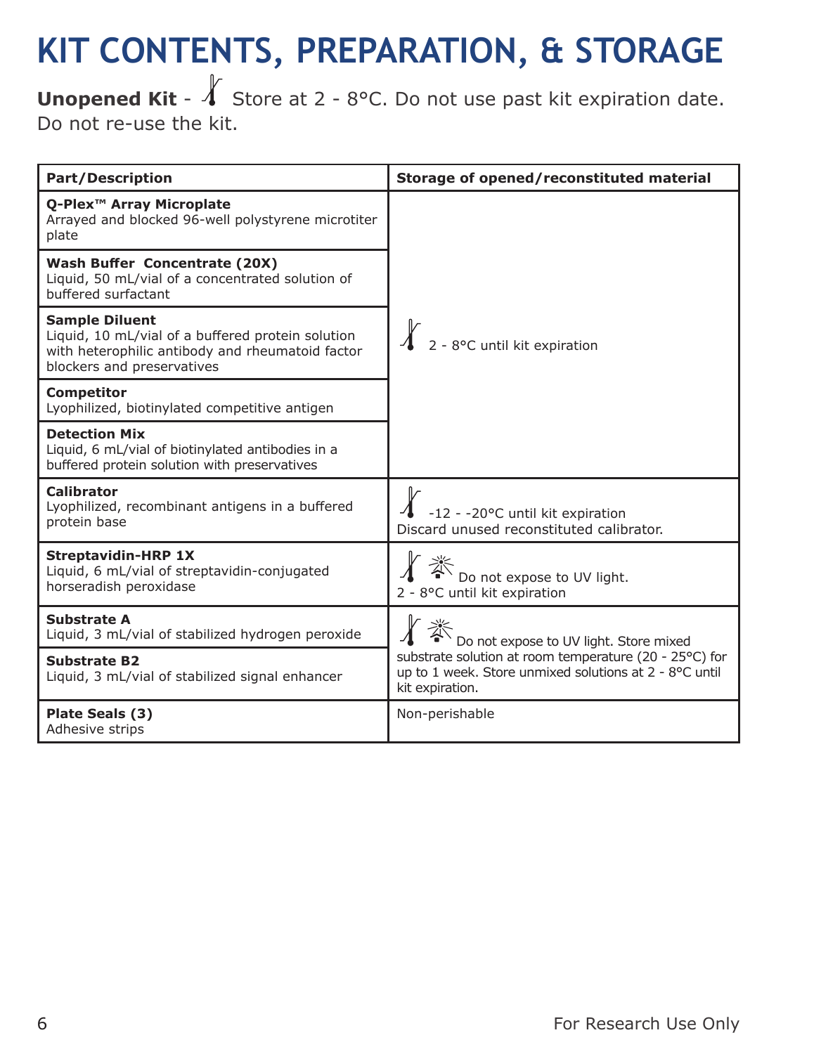# KIT CONTENTS, PREPARATION, & STORAGE

**Unopened Kit** - Store at 2 - 8°C. Do not use past kit expiration date. Do not re-use the kit.

| Part/Description | Storage of opened/reconstituted material |
|---|---|
| **Q-Plex™ Array Microplate**<br>Arrayed and blocked 96-well polystyrene microtiter plate | 2 - 8°C until kit expiration |
| **Wash Buffer Concentrate (20X)**<br>Liquid, 50 mL/vial of a concentrated solution of buffered surfactant | |
| **Sample Diluent**<br>Liquid, 10 mL/vial of a buffered protein solution with heterophilic antibody and rheumatoid factor blockers and preservatives | |
| **Competitor**<br>Lyophilized, biotinylated competitive antigen | |
| **Detection Mix**<br>Liquid, 6 mL/vial of biotinylated antibodies in a buffered protein solution with preservatives | |
| **Calibrator**<br>Lyophilized, recombinant antigens in a buffered protein base | -12 - -20°C until kit expiration<br>Discard unused reconstituted calibrator. |
| **Streptavidin-HRP 1X**<br>Liquid, 6 mL/vial of streptavidin-conjugated horseradish peroxidase | Do not expose to UV light.<br>2 - 8°C until kit expiration |
| **Substrate A**<br>Liquid, 3 mL/vial of stabilized hydrogen peroxide | Do not expose to UV light. Store mixed substrate solution at room temperature (20 - 25°C) for up to 1 week. Store unmixed solutions at 2 - 8°C until kit expiration. |
| **Substrate B2**<br>Liquid, 3 mL/vial of stabilized signal enhancer | |
| **Plate Seals (3)**<br>Adhesive strips | Non-perishable |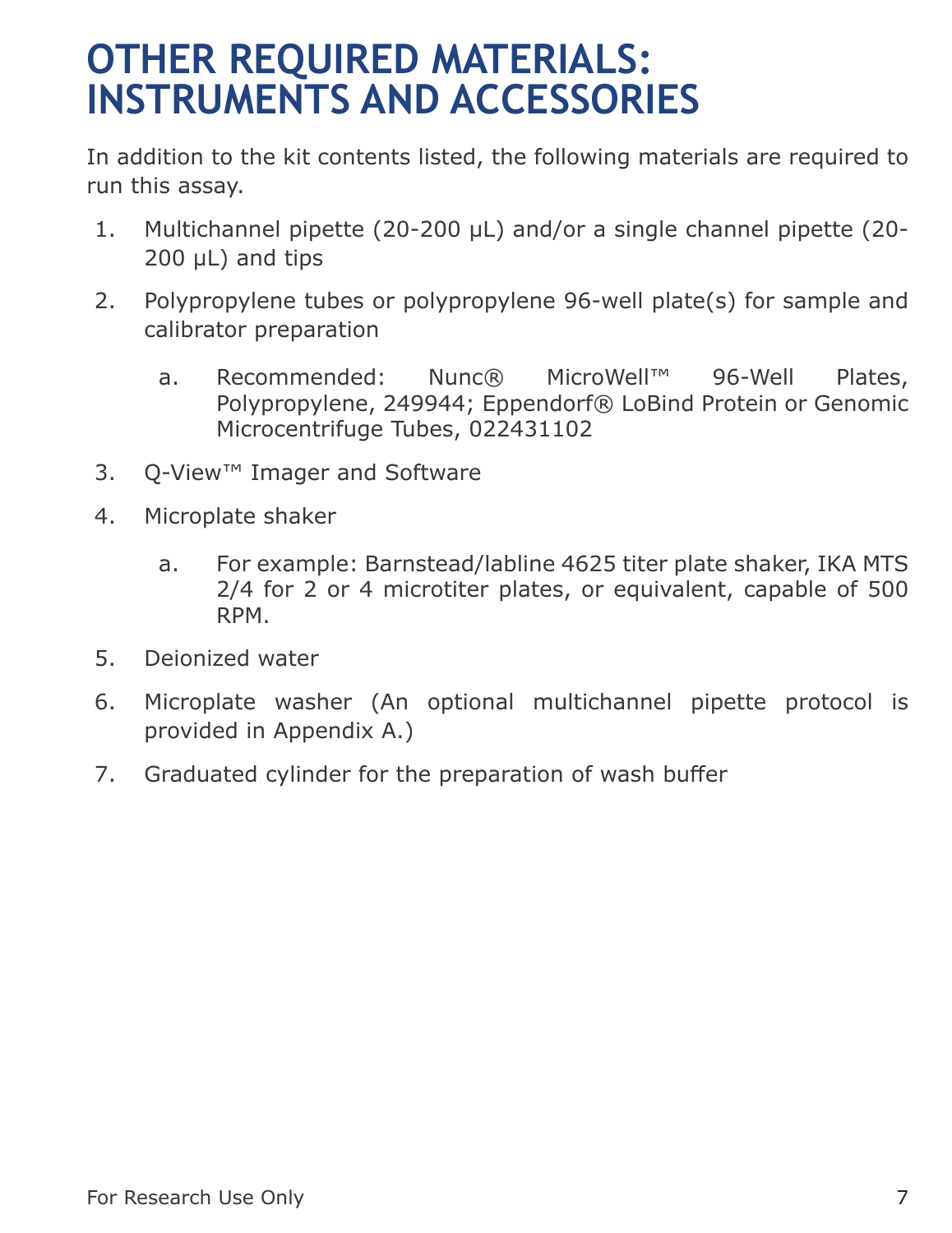# OTHER REQUIRED MATERIALS: INSTRUMENTS AND ACCESSORIES

In addition to the kit contents listed, the following materials are required to run this assay.

1. Multichannel pipette (20-200 µL) and/or a single channel pipette (20-200 µL) and tips
2. Polypropylene tubes or polypropylene 96-well plate(s) for sample and calibrator preparation
    a. Recommended: Nunc® MicroWell™ 96-Well Plates, Polypropylene, 249944; Eppendorf® LoBind Protein or Genomic Microcentrifuge Tubes, 022431102
3. Q-View™ Imager and Software
4. Microplate shaker
    a. For example: Barnstead/labline 4625 titer plate shaker, IKA MTS 2/4 for 2 or 4 microtiter plates, or equivalent, capable of 500 RPM.
5. Deionized water
6. Microplate washer (An optional multichannel pipette protocol is provided in Appendix A.)
7. Graduated cylinder for the preparation of wash buffer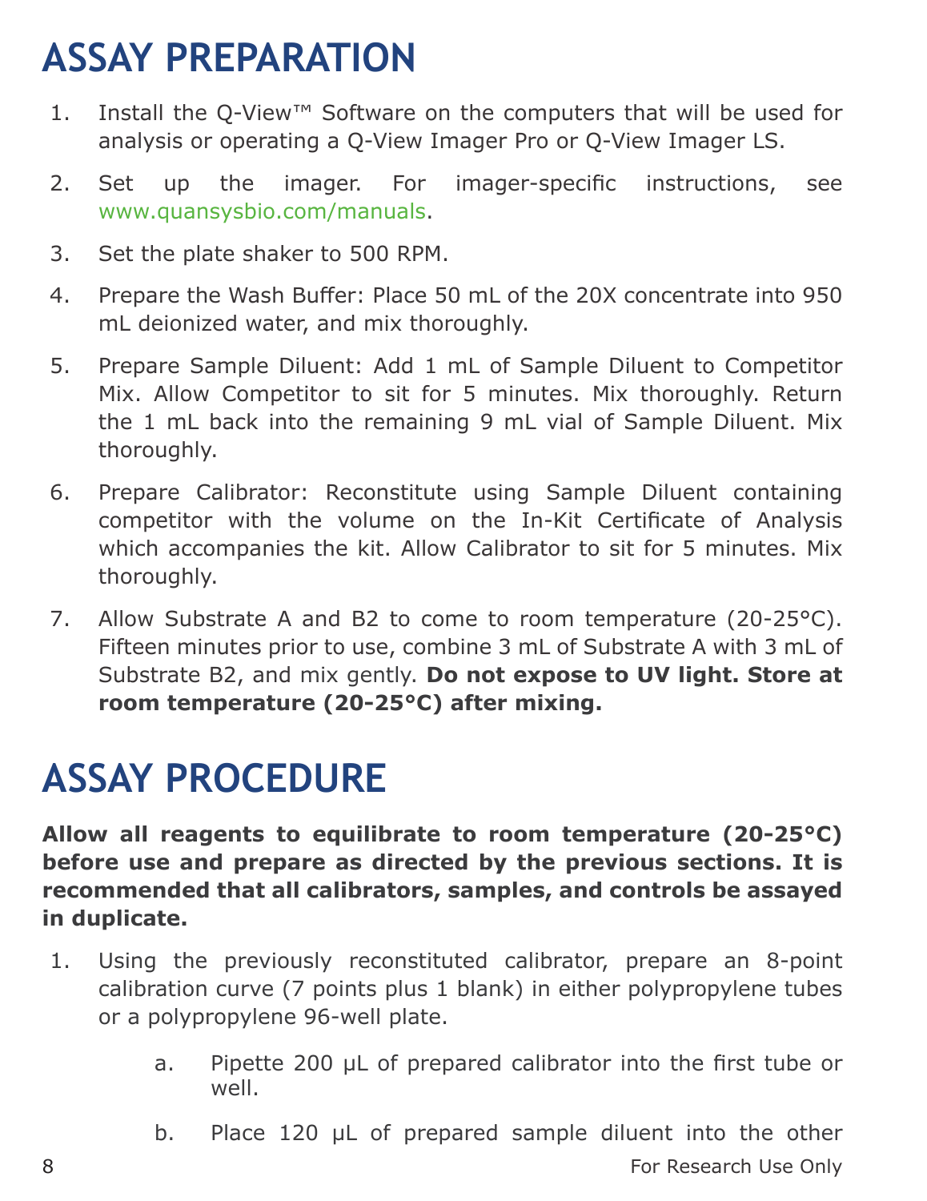# ASSAY PREPARATION

1. Install the Q-View™ Software on the computers that will be used for analysis or operating a Q-View Imager Pro or Q-View Imager LS.
2. Set up the imager. For imager-specific instructions, see www.quansysbio.com/manuals.
3. Set the plate shaker to 500 RPM.
4. Prepare the Wash Buffer: Place 50 mL of the 20X concentrate into 950 mL deionized water, and mix thoroughly.
5. Prepare Sample Diluent: Add 1 mL of Sample Diluent to Competitor Mix. Allow Competitor to sit for 5 minutes. Mix thoroughly. Return the 1 mL back into the remaining 9 mL vial of Sample Diluent. Mix thoroughly.
6. Prepare Calibrator: Reconstitute using Sample Diluent containing competitor with the volume on the In-Kit Certificate of Analysis which accompanies the kit. Allow Calibrator to sit for 5 minutes. Mix thoroughly.
7. Allow Substrate A and B2 to come to room temperature (20-25°C). Fifteen minutes prior to use, combine 3 mL of Substrate A with 3 mL of Substrate B2, and mix gently. **Do not expose to UV light. Store at room temperature (20-25°C) after mixing.**

# ASSAY PROCEDURE

**Allow all reagents to equilibrate to room temperature (20-25°C) before use and prepare as directed by the previous sections. It is recommended that all calibrators, samples, and controls be assayed in duplicate.**

1. Using the previously reconstituted calibrator, prepare an 8-point calibration curve (7 points plus 1 blank) in either polypropylene tubes or a polypropylene 96-well plate.
    a. Pipette 200 µL of prepared calibrator into the first tube or well.
    b. Place 120 µL of prepared sample diluent into the other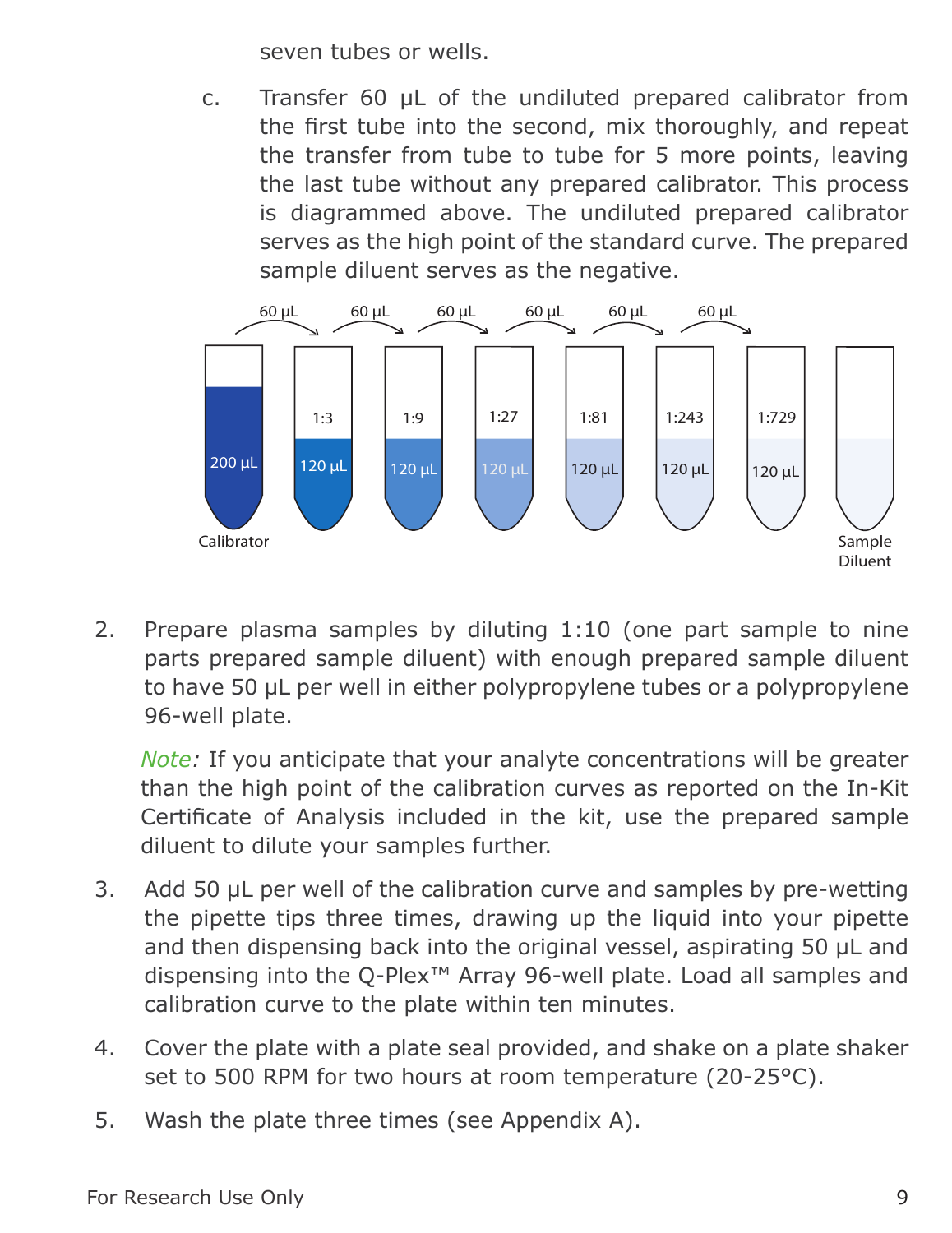seven tubes or wells.

c. Transfer 60 µL of the undiluted prepared calibrator from the first tube into the second, mix thoroughly, and repeat the transfer from tube to tube for 5 more points, leaving the last tube without any prepared calibrator. This process is diagrammed above. The undiluted prepared calibrator serves as the high point of the standard curve. The prepared sample diluent serves as the negative.

2. Prepare plasma samples by diluting 1:10 (one part sample to nine parts prepared sample diluent) with enough prepared sample diluent to have 50 µL per well in either polypropylene tubes or a polypropylene 96-well plate.

   *Note:* If you anticipate that your analyte concentrations will be greater than the high point of the calibration curves as reported on the In-Kit Certificate of Analysis included in the kit, use the prepared sample diluent to dilute your samples further.

3. Add 50 µL per well of the calibration curve and samples by pre-wetting the pipette tips three times, drawing up the liquid into your pipette and then dispensing back into the original vessel, aspirating 50 µL and dispensing into the Q-Plex™ Array 96-well plate. Load all samples and calibration curve to the plate within ten minutes.

4. Cover the plate with a plate seal provided, and shake on a plate shaker set to 500 RPM for two hours at room temperature (20-25°C).

5. Wash the plate three times (see Appendix A).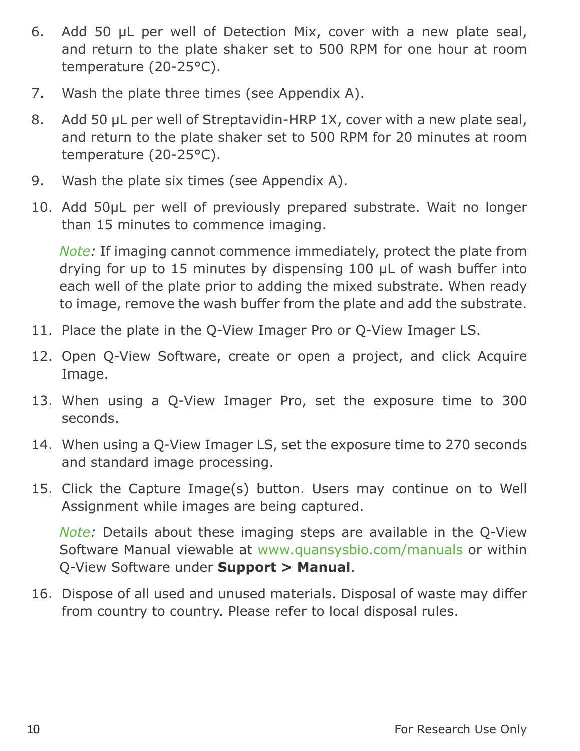6. Add 50 µL per well of Detection Mix, cover with a new plate seal, and return to the plate shaker set to 500 RPM for one hour at room temperature (20-25°C).
7. Wash the plate three times (see Appendix A).
8. Add 50 µL per well of Streptavidin-HRP 1X, cover with a new plate seal, and return to the plate shaker set to 500 RPM for 20 minutes at room temperature (20-25°C).
9. Wash the plate six times (see Appendix A).
10. Add 50µL per well of previously prepared substrate. Wait no longer than 15 minutes to commence imaging.

    *Note:* If imaging cannot commence immediately, protect the plate from drying for up to 15 minutes by dispensing 100 µL of wash buffer into each well of the plate prior to adding the mixed substrate. When ready to image, remove the wash buffer from the plate and add the substrate.

11. Place the plate in the Q-View Imager Pro or Q-View Imager LS.
12. Open Q-View Software, create or open a project, and click Acquire Image.
13. When using a Q-View Imager Pro, set the exposure time to 300 seconds.
14. When using a Q-View Imager LS, set the exposure time to 270 seconds and standard image processing.
15. Click the Capture Image(s) button. Users may continue on to Well Assignment while images are being captured.

    *Note:* Details about these imaging steps are available in the Q-View Software Manual viewable at www.quansysbio.com/manuals or within Q-View Software under **Support > Manual**.

16. Dispose of all used and unused materials. Disposal of waste may differ from country to country. Please refer to local disposal rules.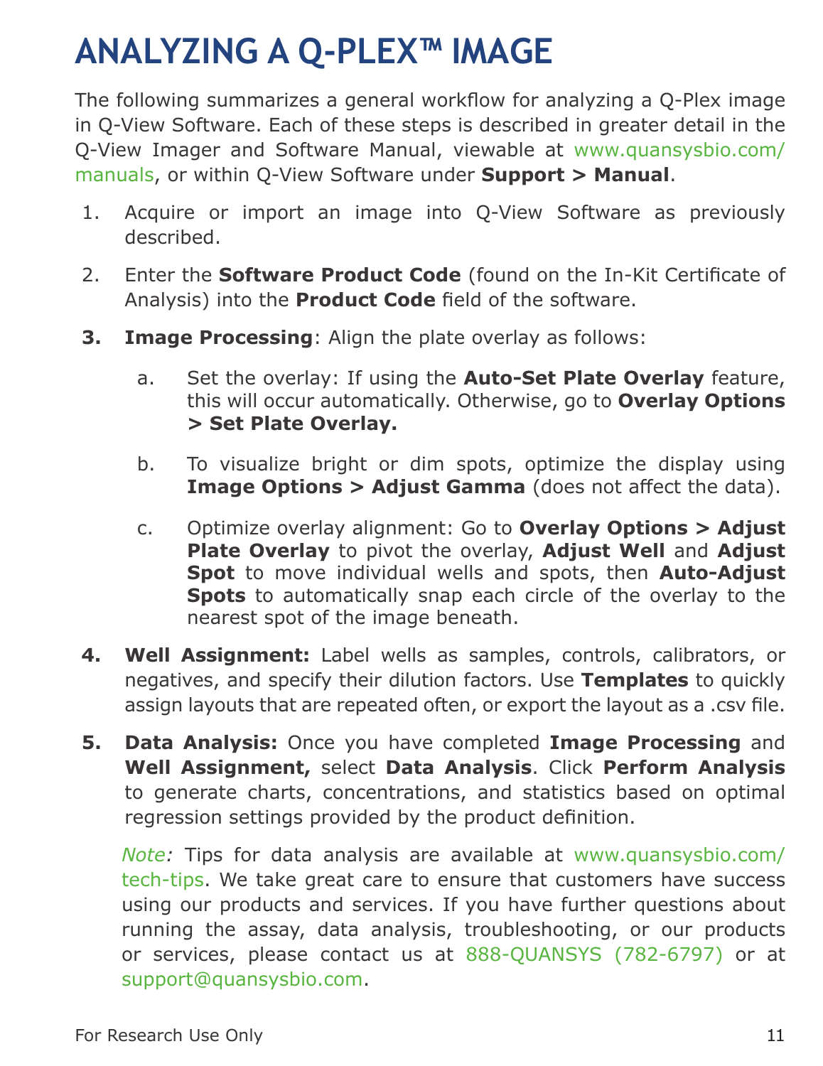# ANALYZING A Q-PLEX™ IMAGE

The following summarizes a general workflow for analyzing a Q-Plex image in Q-View Software. Each of these steps is described in greater detail in the Q-View Imager and Software Manual, viewable at www.quansysbio.com/manuals, or within Q-View Software under **Support > Manual**.

1. Acquire or import an image into Q-View Software as previously described.
2. Enter the **Software Product Code** (found on the In-Kit Certificate of Analysis) into the **Product Code** field of the software.
3. **Image Processing**: Align the plate overlay as follows:
   a. Set the overlay: If using the **Auto-Set Plate Overlay** feature, this will occur automatically. Otherwise, go to **Overlay Options > Set Plate Overlay.**
   b. To visualize bright or dim spots, optimize the display using **Image Options > Adjust Gamma** (does not affect the data).
   c. Optimize overlay alignment: Go to **Overlay Options > Adjust Plate Overlay** to pivot the overlay, **Adjust Well** and **Adjust Spot** to move individual wells and spots, then **Auto-Adjust Spots** to automatically snap each circle of the overlay to the nearest spot of the image beneath.
4. **Well Assignment:** Label wells as samples, controls, calibrators, or negatives, and specify their dilution factors. Use **Templates** to quickly assign layouts that are repeated often, or export the layout as a .csv file.
5. **Data Analysis:** Once you have completed **Image Processing** and **Well Assignment,** select **Data Analysis**. Click **Perform Analysis** to generate charts, concentrations, and statistics based on optimal regression settings provided by the product definition.

   *Note:* Tips for data analysis are available at www.quansysbio.com/tech-tips. We take great care to ensure that customers have success using our products and services. If you have further questions about running the assay, data analysis, troubleshooting, or our products or services, please contact us at 888-QUANSYS (782-6797) or at support@quansysbio.com.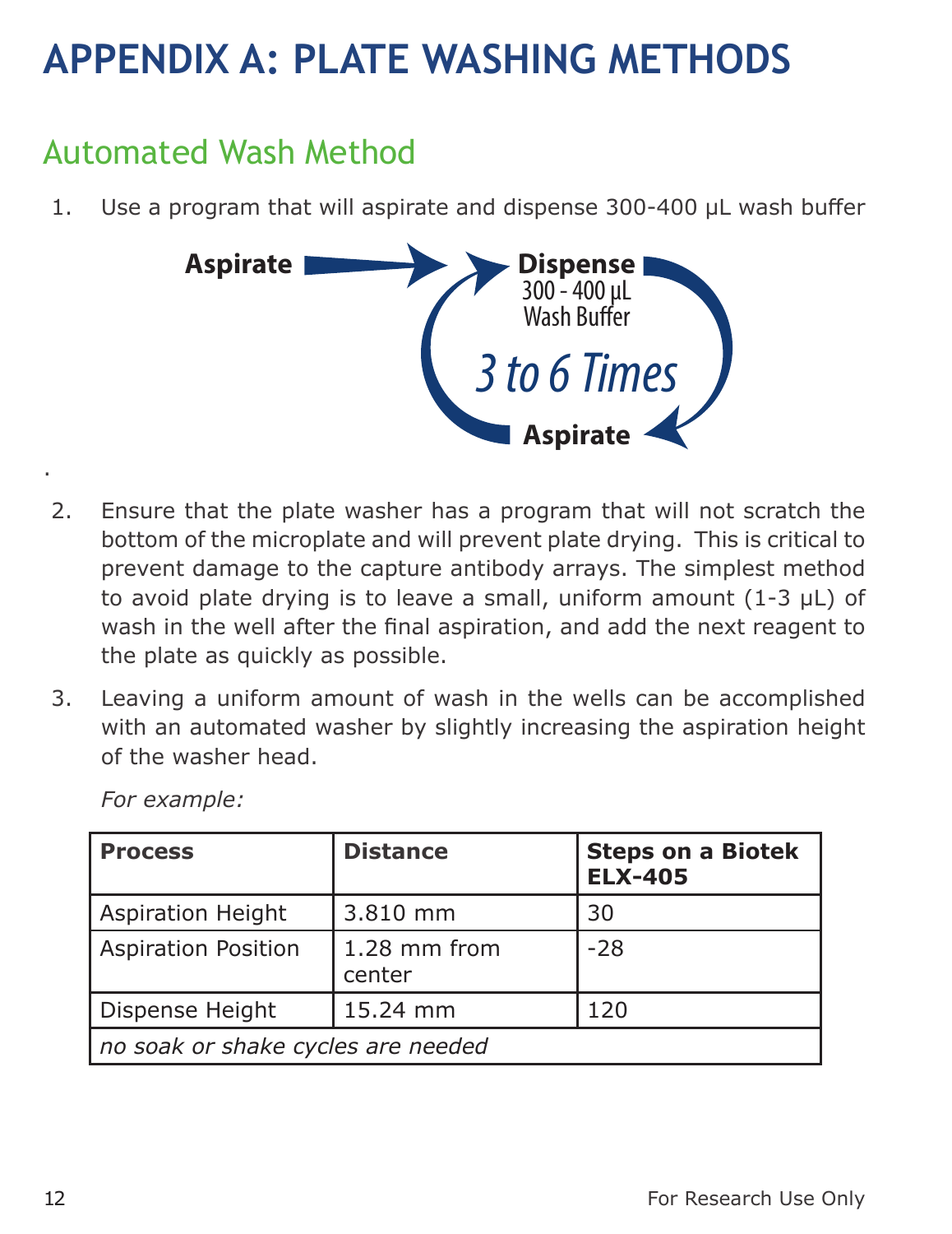# APPENDIX A: PLATE WASHING METHODS

## Automated Wash Method

1. Use a program that will aspirate and dispense 300-400 µL wash buffer

Aspirate → Dispense 300 - 400 µL Wash Buffer → Aspirate — *3 to 6 Times*

2. Ensure that the plate washer has a program that will not scratch the bottom of the microplate and will prevent plate drying. This is critical to prevent damage to the capture antibody arrays. The simplest method to avoid plate drying is to leave a small, uniform amount (1-3 µL) of wash in the well after the final aspiration, and add the next reagent to the plate as quickly as possible.

3. Leaving a uniform amount of wash in the wells can be accomplished with an automated washer by slightly increasing the aspiration height of the washer head.

   *For example:*

| **Process** | **Distance** | **Steps on a Biotek ELX-405** |
|---|---|---|
| Aspiration Height | 3.810 mm | 30 |
| Aspiration Position | 1.28 mm from center | -28 |
| Dispense Height | 15.24 mm | 120 |
| *no soak or shake cycles are needed* | | |

For Research Use Only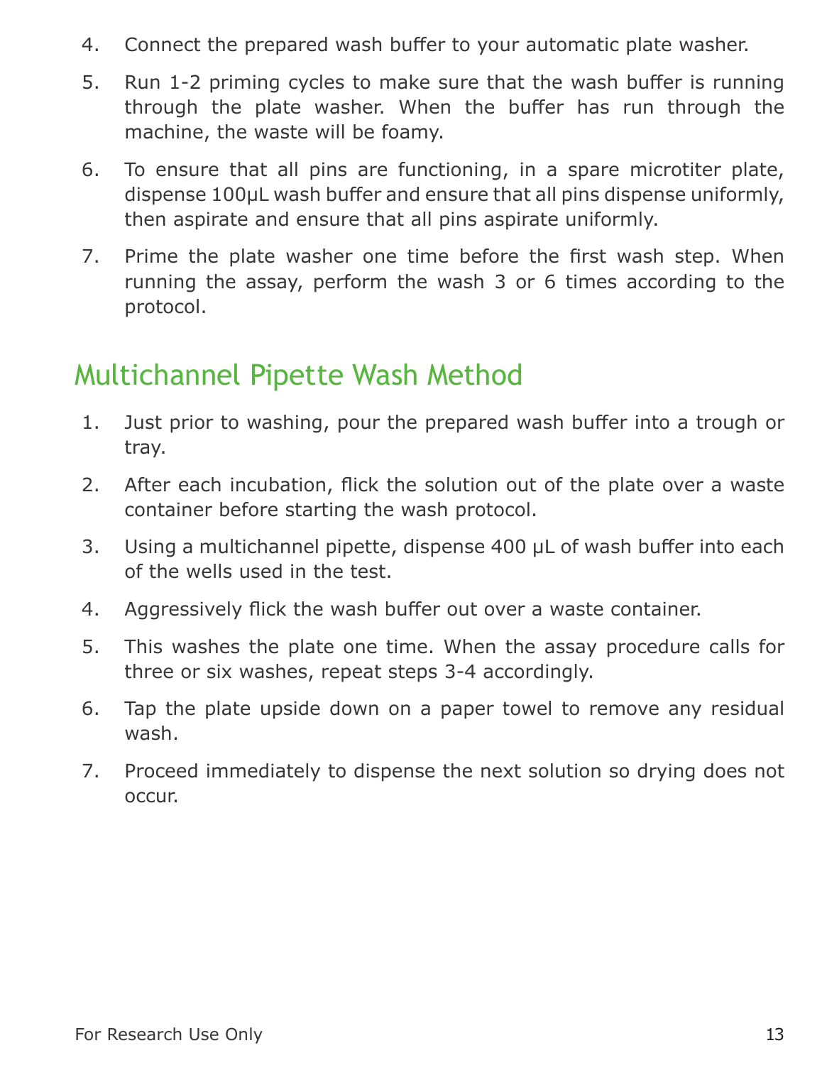4. Connect the prepared wash buffer to your automatic plate washer.
5. Run 1-2 priming cycles to make sure that the wash buffer is running through the plate washer. When the buffer has run through the machine, the waste will be foamy.
6. To ensure that all pins are functioning, in a spare microtiter plate, dispense 100µL wash buffer and ensure that all pins dispense uniformly, then aspirate and ensure that all pins aspirate uniformly.
7. Prime the plate washer one time before the first wash step. When running the assay, perform the wash 3 or 6 times according to the protocol.

## Multichannel Pipette Wash Method

1. Just prior to washing, pour the prepared wash buffer into a trough or tray.
2. After each incubation, flick the solution out of the plate over a waste container before starting the wash protocol.
3. Using a multichannel pipette, dispense 400 µL of wash buffer into each of the wells used in the test.
4. Aggressively flick the wash buffer out over a waste container.
5. This washes the plate one time. When the assay procedure calls for three or six washes, repeat steps 3-4 accordingly.
6. Tap the plate upside down on a paper towel to remove any residual wash.
7. Proceed immediately to dispense the next solution so drying does not occur.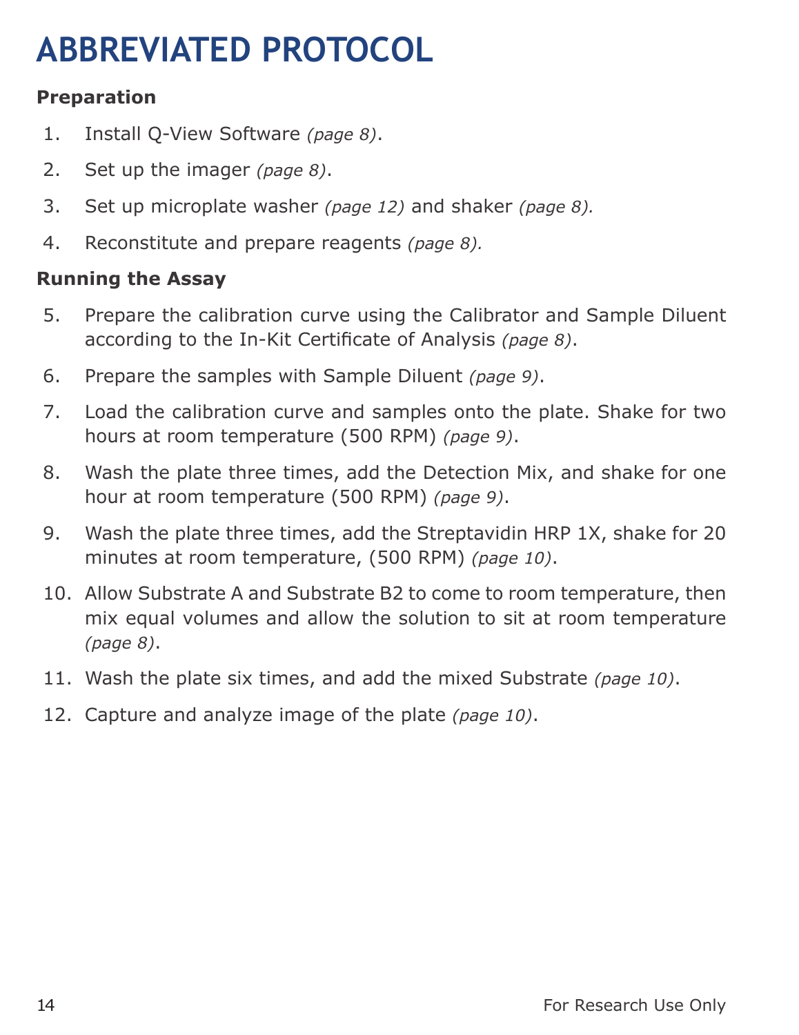# ABBREVIATED PROTOCOL

**Preparation**

1. Install Q-View Software *(page 8)*.
2. Set up the imager *(page 8)*.
3. Set up microplate washer *(page 12)* and shaker *(page 8).*
4. Reconstitute and prepare reagents *(page 8).*

**Running the Assay**

5. Prepare the calibration curve using the Calibrator and Sample Diluent according to the In-Kit Certificate of Analysis *(page 8)*.
6. Prepare the samples with Sample Diluent *(page 9)*.
7. Load the calibration curve and samples onto the plate. Shake for two hours at room temperature (500 RPM) *(page 9)*.
8. Wash the plate three times, add the Detection Mix, and shake for one hour at room temperature (500 RPM) *(page 9)*.
9. Wash the plate three times, add the Streptavidin HRP 1X, shake for 20 minutes at room temperature, (500 RPM) *(page 10)*.
10. Allow Substrate A and Substrate B2 to come to room temperature, then mix equal volumes and allow the solution to sit at room temperature *(page 8)*.
11. Wash the plate six times, and add the mixed Substrate *(page 10)*.
12. Capture and analyze image of the plate *(page 10)*.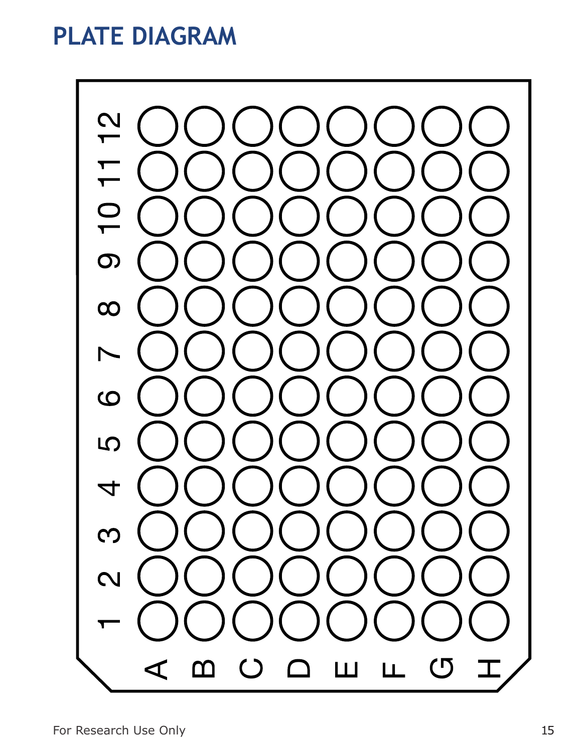# PLATE DIAGRAM

|   | 1 | 2 | 3 | 4 | 5 | 6 | 7 | 8 | 9 | 10 | 11 | 12 |
|---|---|---|---|---|---|---|---|---|---|---|---|---|
| A |   |   |   |   |   |   |   |   |   |   |   |   |
| B |   |   |   |   |   |   |   |   |   |   |   |   |
| C |   |   |   |   |   |   |   |   |   |   |   |   |
| D |   |   |   |   |   |   |   |   |   |   |   |   |
| E |   |   |   |   |   |   |   |   |   |   |   |   |
| F |   |   |   |   |   |   |   |   |   |   |   |   |
| G |   |   |   |   |   |   |   |   |   |   |   |   |
| H |   |   |   |   |   |   |   |   |   |   |   |   |

For Research Use Only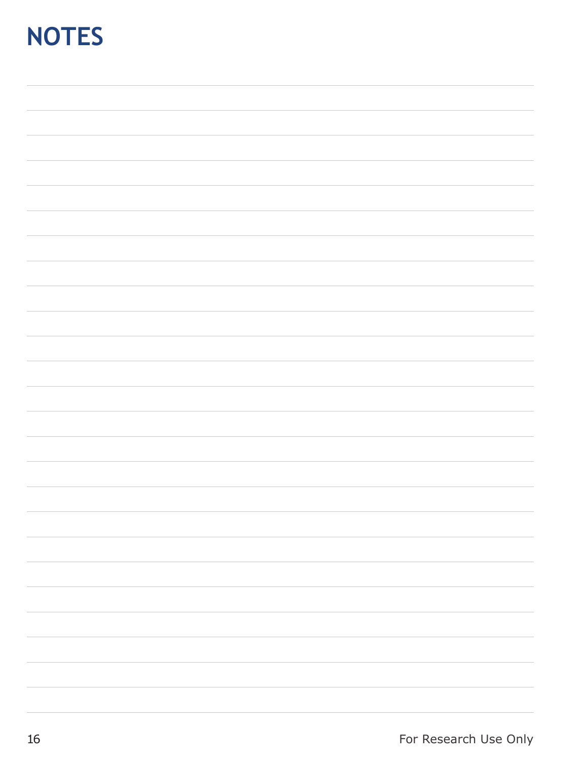# NOTES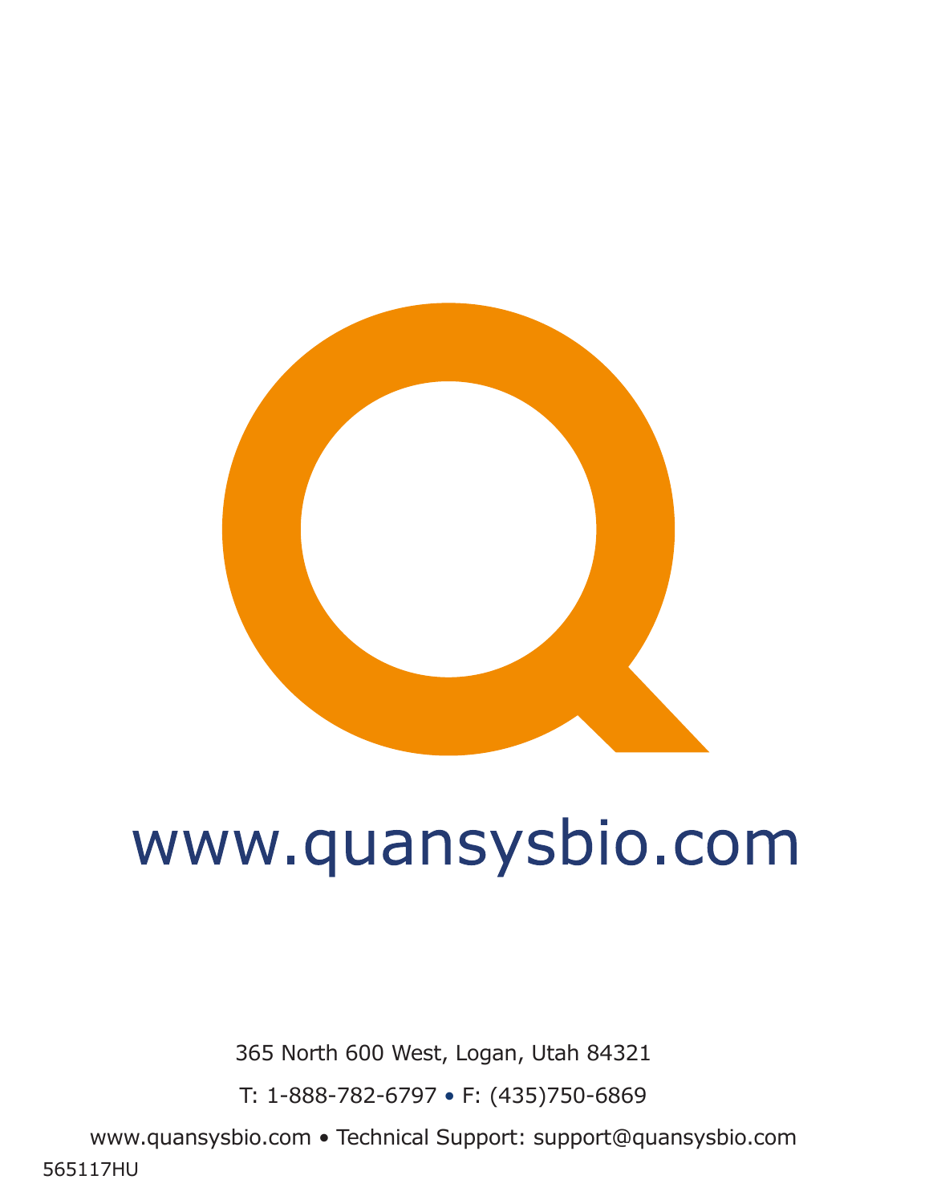www.quansysbio.com

365 North 600 West, Logan, Utah 84321

T: 1-888-782-6797 • F: (435)750-6869

www.quansysbio.com • Technical Support: support@quansysbio.com

565117HU